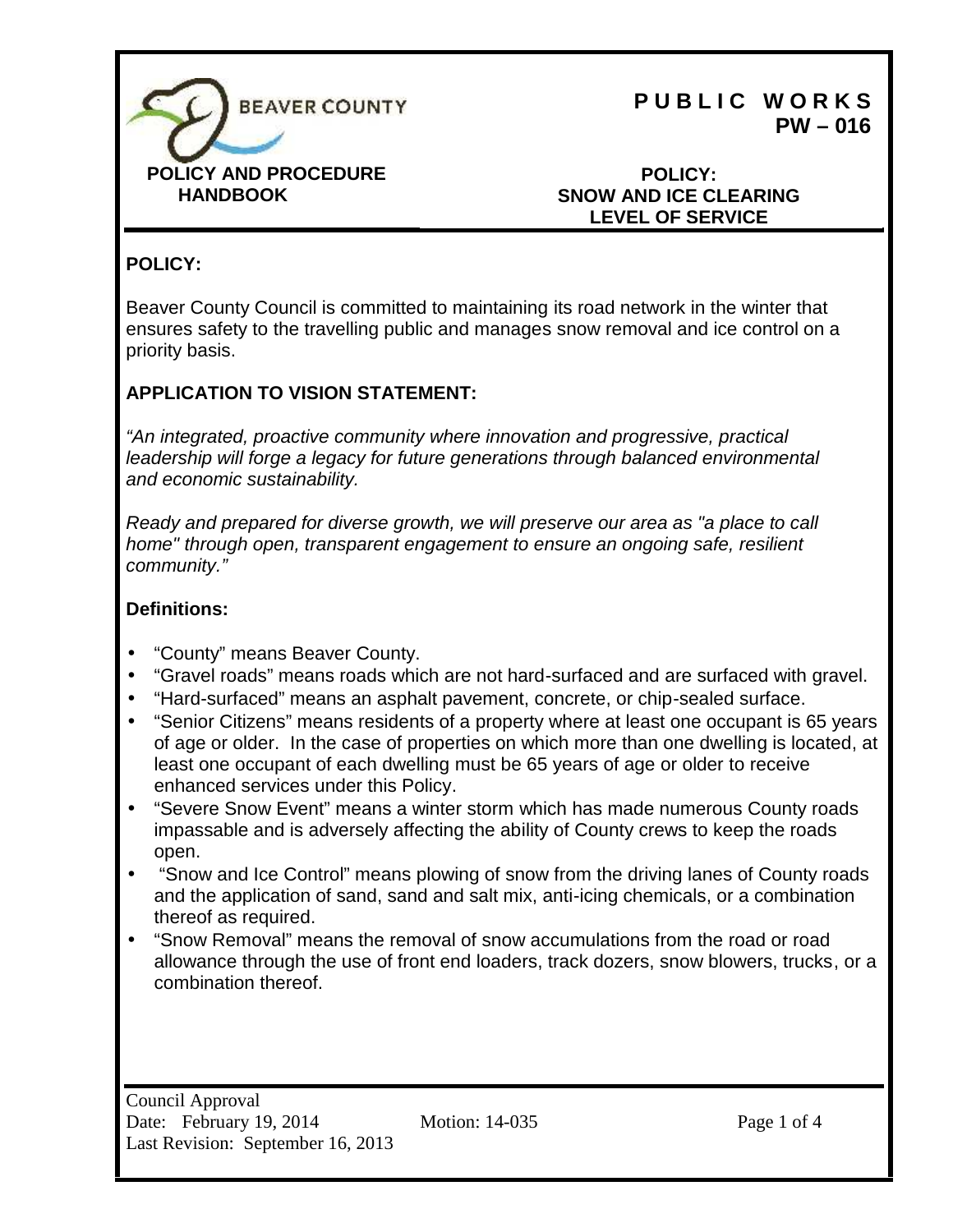**BEAVER COUNTY**

**POLICY AND PROCEDURE HANDBOOK**

**PUBLIC WORKS**
**PW – 016**

**POLICY:**
**SNOW AND ICE CLEARING LEVEL OF SERVICE**

## POLICY:

Beaver County Council is committed to maintaining its road network in the winter that ensures safety to the travelling public and manages snow removal and ice control on a priority basis.

## APPLICATION TO VISION STATEMENT:

*"An integrated, proactive community where innovation and progressive, practical leadership will forge a legacy for future generations through balanced environmental and economic sustainability.*

*Ready and prepared for diverse growth, we will preserve our area as "a place to call home" through open, transparent engagement to ensure an ongoing safe, resilient community."*

## Definitions:

- "County" means Beaver County.
- "Gravel roads" means roads which are not hard-surfaced and are surfaced with gravel.
- "Hard-surfaced" means an asphalt pavement, concrete, or chip-sealed surface.
- "Senior Citizens" means residents of a property where at least one occupant is 65 years of age or older. In the case of properties on which more than one dwelling is located, at least one occupant of each dwelling must be 65 years of age or older to receive enhanced services under this Policy.
- "Severe Snow Event" means a winter storm which has made numerous County roads impassable and is adversely affecting the ability of County crews to keep the roads open.
- "Snow and Ice Control" means plowing of snow from the driving lanes of County roads and the application of sand, sand and salt mix, anti-icing chemicals, or a combination thereof as required.
- "Snow Removal" means the removal of snow accumulations from the road or road allowance through the use of front end loaders, track dozers, snow blowers, trucks, or a combination thereof.

Council Approval
Date: February 19, 2014 Motion: 14-035
Last Revision: September 16, 2013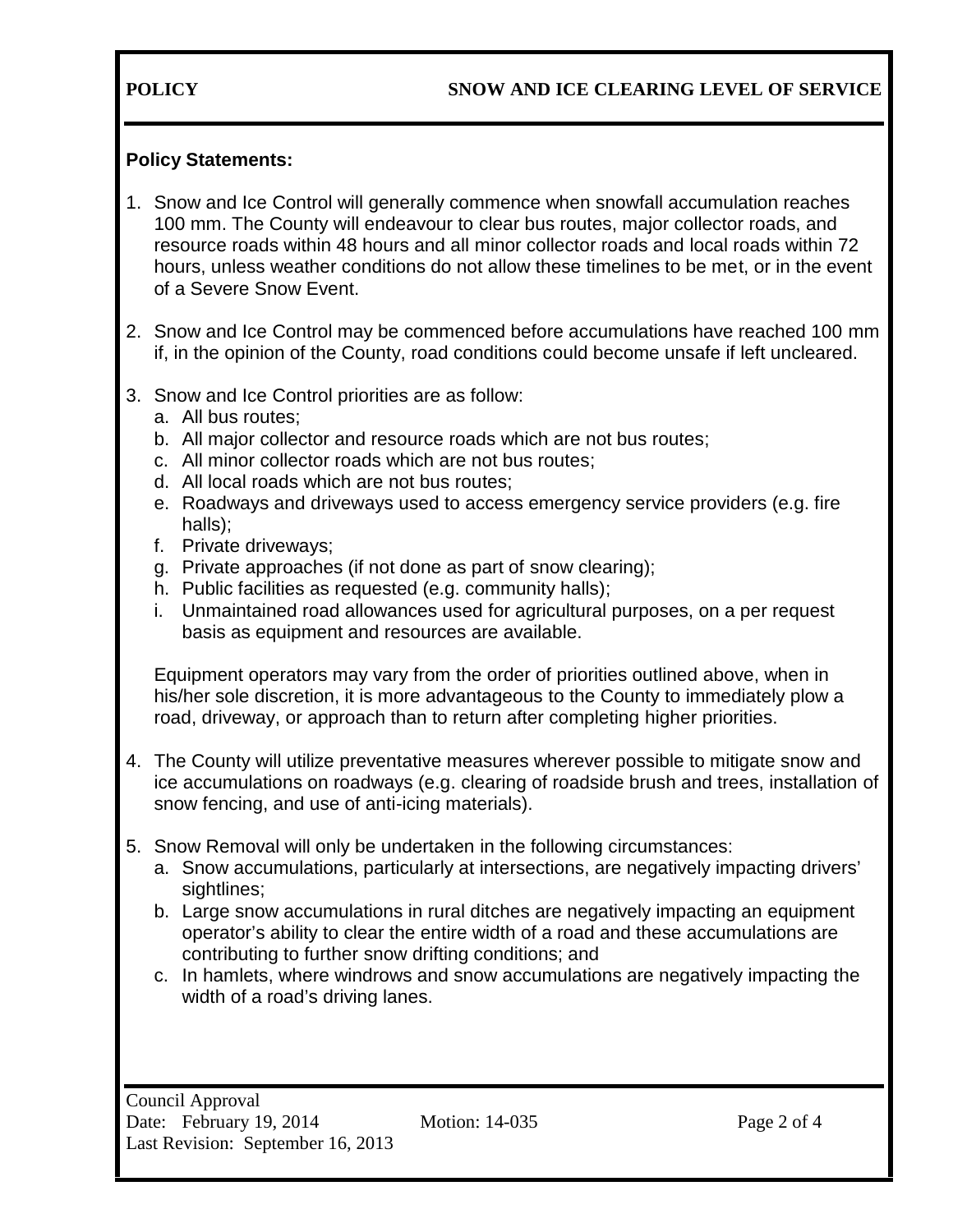**Policy Statements:**

1. Snow and Ice Control will generally commence when snowfall accumulation reaches 100 mm. The County will endeavour to clear bus routes, major collector roads, and resource roads within 48 hours and all minor collector roads and local roads within 72 hours, unless weather conditions do not allow these timelines to be met, or in the event of a Severe Snow Event.

2. Snow and Ice Control may be commenced before accumulations have reached 100 mm if, in the opinion of the County, road conditions could become unsafe if left uncleared.

3. Snow and Ice Control priorities are as follow:
   a. All bus routes;
   b. All major collector and resource roads which are not bus routes;
   c. All minor collector roads which are not bus routes;
   d. All local roads which are not bus routes;
   e. Roadways and driveways used to access emergency service providers (e.g. fire halls);
   f. Private driveways;
   g. Private approaches (if not done as part of snow clearing);
   h. Public facilities as requested (e.g. community halls);
   i. Unmaintained road allowances used for agricultural purposes, on a per request basis as equipment and resources are available.

   Equipment operators may vary from the order of priorities outlined above, when in his/her sole discretion, it is more advantageous to the County to immediately plow a road, driveway, or approach than to return after completing higher priorities.

4. The County will utilize preventative measures wherever possible to mitigate snow and ice accumulations on roadways (e.g. clearing of roadside brush and trees, installation of snow fencing, and use of anti-icing materials).

5. Snow Removal will only be undertaken in the following circumstances:
   a. Snow accumulations, particularly at intersections, are negatively impacting drivers' sightlines;
   b. Large snow accumulations in rural ditches are negatively impacting an equipment operator's ability to clear the entire width of a road and these accumulations are contributing to further snow drifting conditions; and
   c. In hamlets, where windrows and snow accumulations are negatively impacting the width of a road's driving lanes.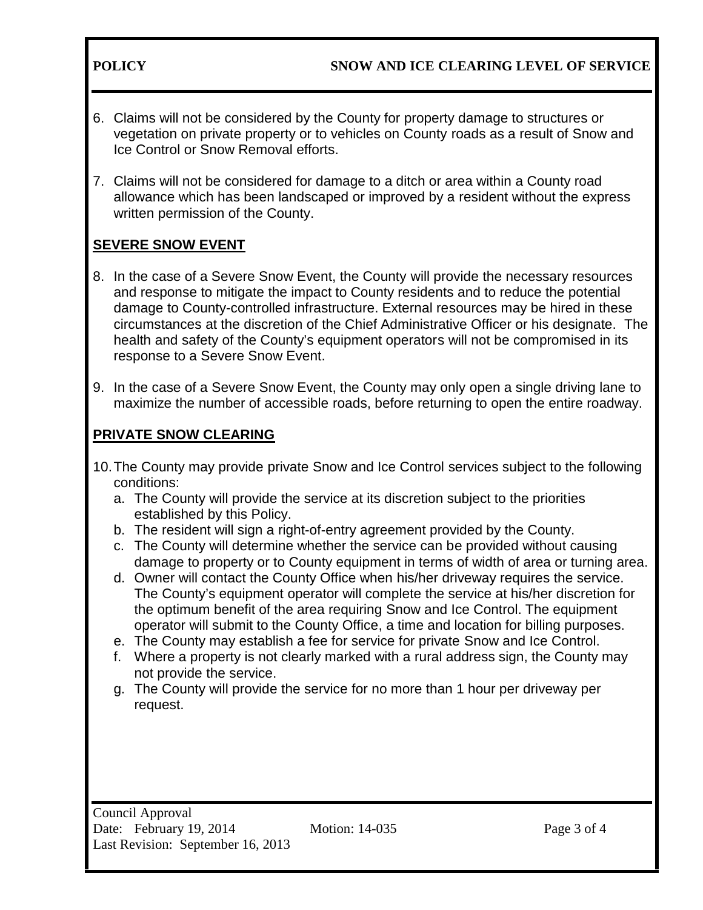6. Claims will not be considered by the County for property damage to structures or vegetation on private property or to vehicles on County roads as a result of Snow and Ice Control or Snow Removal efforts.

7. Claims will not be considered for damage to a ditch or area within a County road allowance which has been landscaped or improved by a resident without the express written permission of the County.

## SEVERE SNOW EVENT

8. In the case of a Severe Snow Event, the County will provide the necessary resources and response to mitigate the impact to County residents and to reduce the potential damage to County-controlled infrastructure. External resources may be hired in these circumstances at the discretion of the Chief Administrative Officer or his designate. The health and safety of the County's equipment operators will not be compromised in its response to a Severe Snow Event.

9. In the case of a Severe Snow Event, the County may only open a single driving lane to maximize the number of accessible roads, before returning to open the entire roadway.

## PRIVATE SNOW CLEARING

10. The County may provide private Snow and Ice Control services subject to the following conditions:
    a. The County will provide the service at its discretion subject to the priorities established by this Policy.
    b. The resident will sign a right-of-entry agreement provided by the County.
    c. The County will determine whether the service can be provided without causing damage to property or to County equipment in terms of width of area or turning area.
    d. Owner will contact the County Office when his/her driveway requires the service. The County's equipment operator will complete the service at his/her discretion for the optimum benefit of the area requiring Snow and Ice Control. The equipment operator will submit to the County Office, a time and location for billing purposes.
    e. The County may establish a fee for service for private Snow and Ice Control.
    f. Where a property is not clearly marked with a rural address sign, the County may not provide the service.
    g. The County will provide the service for no more than 1 hour per driveway per request.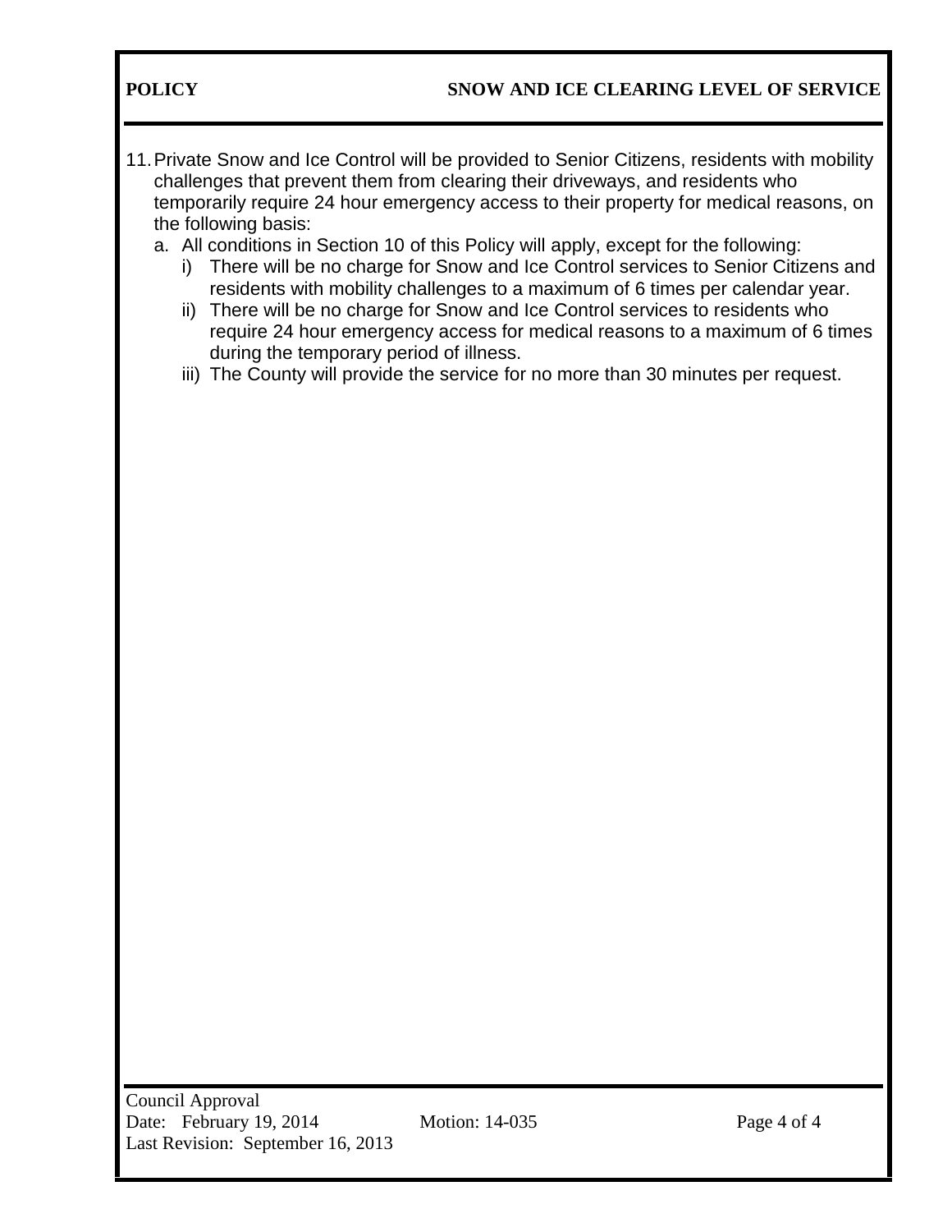11. Private Snow and Ice Control will be provided to Senior Citizens, residents with mobility challenges that prevent them from clearing their driveways, and residents who temporarily require 24 hour emergency access to their property for medical reasons, on the following basis:
    a. All conditions in Section 10 of this Policy will apply, except for the following:
        i) There will be no charge for Snow and Ice Control services to Senior Citizens and residents with mobility challenges to a maximum of 6 times per calendar year.
        ii) There will be no charge for Snow and Ice Control services to residents who require 24 hour emergency access for medical reasons to a maximum of 6 times during the temporary period of illness.
        iii) The County will provide the service for no more than 30 minutes per request.

Council Approval
Date: February 19, 2014 Motion: 14-035
Last Revision: September 16, 2013